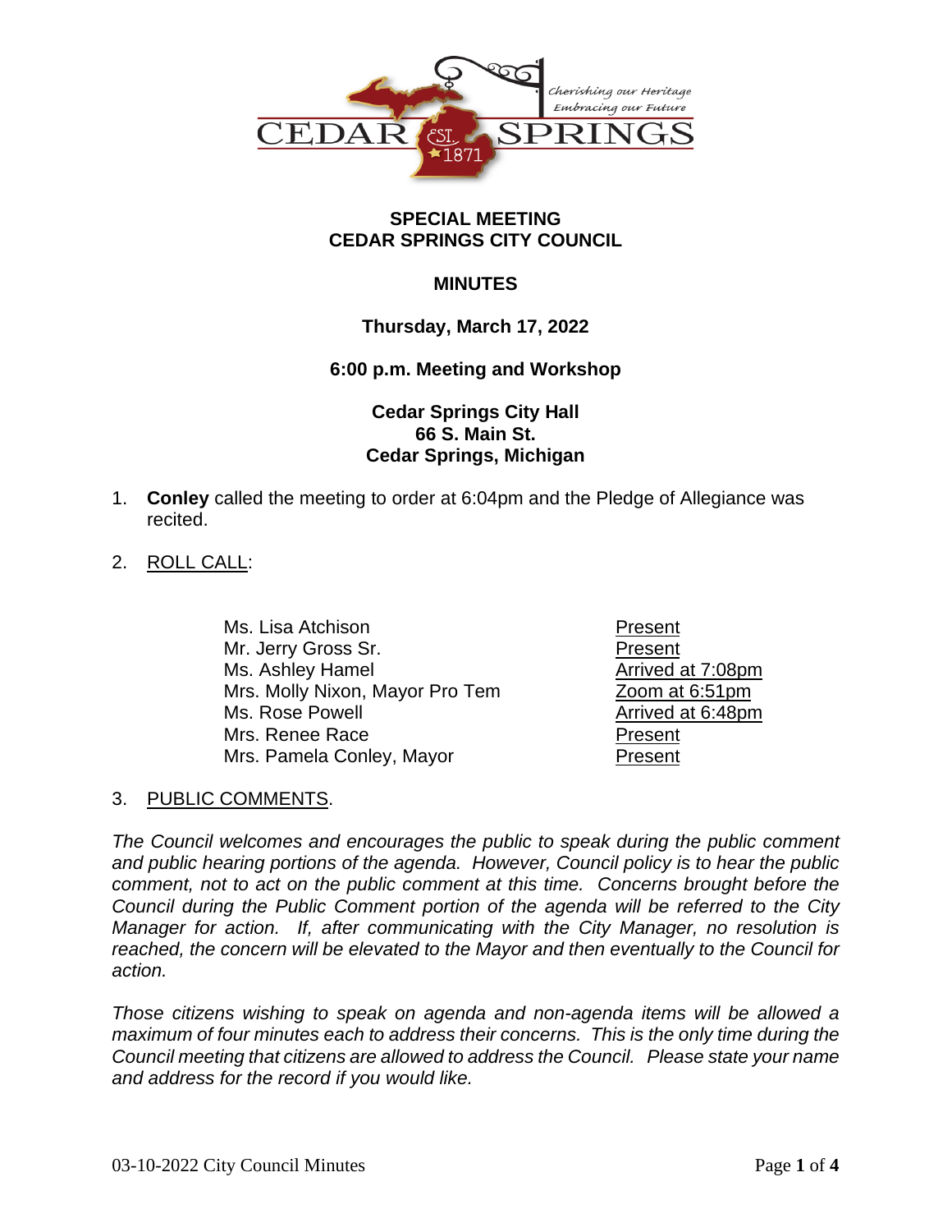## SPECIAL MEETING
## CEDAR SPRINGS CITY COUNCIL

## MINUTES

**Thursday, March 17, 2022**

**6:00 p.m. Meeting and Workshop**

**Cedar Springs City Hall**
**66 S. Main St.**
**Cedar Springs, Michigan**

1. **Conley** called the meeting to order at 6:04pm and the Pledge of Allegiance was recited.

2. ROLL CALL:

| | |
|---|---|
| Ms. Lisa Atchison | Present |
| Mr. Jerry Gross Sr. | Present |
| Ms. Ashley Hamel | Arrived at 7:08pm |
| Mrs. Molly Nixon, Mayor Pro Tem | Zoom at 6:51pm |
| Ms. Rose Powell | Arrived at 6:48pm |
| Mrs. Renee Race | Present |
| Mrs. Pamela Conley, Mayor | Present |

3. PUBLIC COMMENTS.

*The Council welcomes and encourages the public to speak during the public comment and public hearing portions of the agenda. However, Council policy is to hear the public comment, not to act on the public comment at this time. Concerns brought before the Council during the Public Comment portion of the agenda will be referred to the City Manager for action. If, after communicating with the City Manager, no resolution is reached, the concern will be elevated to the Mayor and then eventually to the Council for action.*

*Those citizens wishing to speak on agenda and non-agenda items will be allowed a maximum of four minutes each to address their concerns. This is the only time during the Council meeting that citizens are allowed to address the Council. Please state your name and address for the record if you would like.*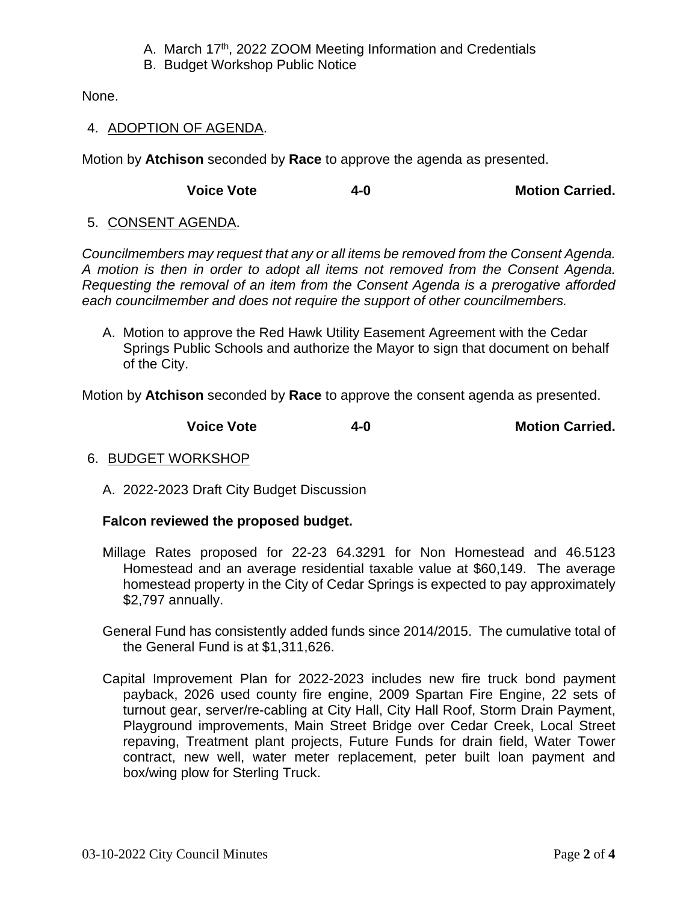A. March 17th, 2022 ZOOM Meeting Information and Credentials
B. Budget Workshop Public Notice

None.

4. ADOPTION OF AGENDA.

Motion by **Atchison** seconded by **Race** to approve the agenda as presented.

**Voice Vote 4-0 Motion Carried.**

5. CONSENT AGENDA.

*Councilmembers may request that any or all items be removed from the Consent Agenda. A motion is then in order to adopt all items not removed from the Consent Agenda. Requesting the removal of an item from the Consent Agenda is a prerogative afforded each councilmember and does not require the support of other councilmembers.*

A. Motion to approve the Red Hawk Utility Easement Agreement with the Cedar Springs Public Schools and authorize the Mayor to sign that document on behalf of the City.

Motion by **Atchison** seconded by **Race** to approve the consent agenda as presented.

**Voice Vote 4-0 Motion Carried.**

6. BUDGET WORKSHOP

A. 2022-2023 Draft City Budget Discussion

**Falcon reviewed the proposed budget.**

Millage Rates proposed for 22-23 64.3291 for Non Homestead and 46.5123 Homestead and an average residential taxable value at $60,149. The average homestead property in the City of Cedar Springs is expected to pay approximately $2,797 annually.

General Fund has consistently added funds since 2014/2015. The cumulative total of the General Fund is at $1,311,626.

Capital Improvement Plan for 2022-2023 includes new fire truck bond payment payback, 2026 used county fire engine, 2009 Spartan Fire Engine, 22 sets of turnout gear, server/re-cabling at City Hall, City Hall Roof, Storm Drain Payment, Playground improvements, Main Street Bridge over Cedar Creek, Local Street repaving, Treatment plant projects, Future Funds for drain field, Water Tower contract, new well, water meter replacement, peter built loan payment and box/wing plow for Sterling Truck.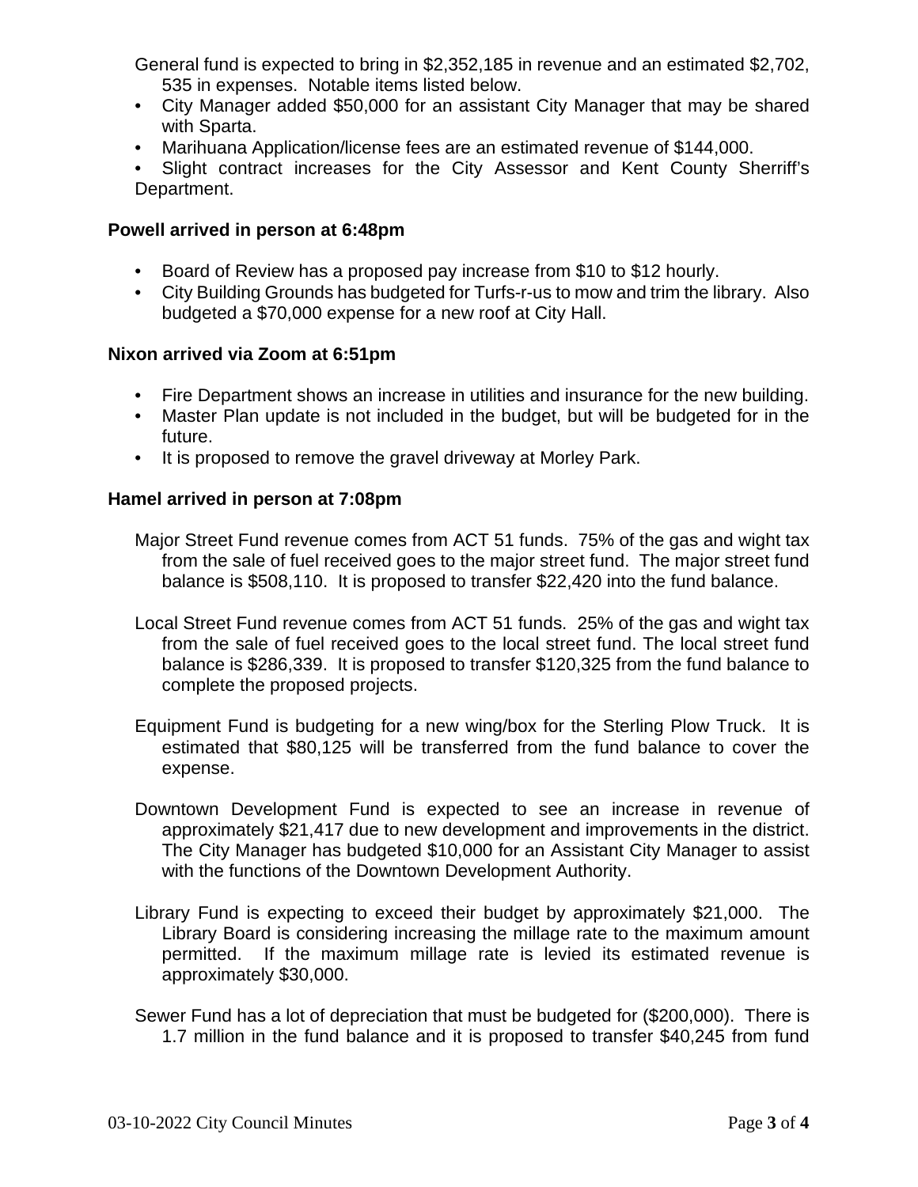General fund is expected to bring in $2,352,185 in revenue and an estimated $2,702, 535 in expenses. Notable items listed below.

- City Manager added $50,000 for an assistant City Manager that may be shared with Sparta.
- Marihuana Application/license fees are an estimated revenue of $144,000.
- Slight contract increases for the City Assessor and Kent County Sherriff's Department.

**Powell arrived in person at 6:48pm**

- Board of Review has a proposed pay increase from $10 to $12 hourly.
- City Building Grounds has budgeted for Turfs-r-us to mow and trim the library. Also budgeted a $70,000 expense for a new roof at City Hall.

**Nixon arrived via Zoom at 6:51pm**

- Fire Department shows an increase in utilities and insurance for the new building.
- Master Plan update is not included in the budget, but will be budgeted for in the future.
- It is proposed to remove the gravel driveway at Morley Park.

**Hamel arrived in person at 7:08pm**

Major Street Fund revenue comes from ACT 51 funds. 75% of the gas and wight tax from the sale of fuel received goes to the major street fund. The major street fund balance is $508,110. It is proposed to transfer $22,420 into the fund balance.

Local Street Fund revenue comes from ACT 51 funds. 25% of the gas and wight tax from the sale of fuel received goes to the local street fund. The local street fund balance is $286,339. It is proposed to transfer $120,325 from the fund balance to complete the proposed projects.

Equipment Fund is budgeting for a new wing/box for the Sterling Plow Truck. It is estimated that $80,125 will be transferred from the fund balance to cover the expense.

Downtown Development Fund is expected to see an increase in revenue of approximately $21,417 due to new development and improvements in the district. The City Manager has budgeted $10,000 for an Assistant City Manager to assist with the functions of the Downtown Development Authority.

Library Fund is expecting to exceed their budget by approximately $21,000. The Library Board is considering increasing the millage rate to the maximum amount permitted. If the maximum millage rate is levied its estimated revenue is approximately $30,000.

Sewer Fund has a lot of depreciation that must be budgeted for ($200,000). There is 1.7 million in the fund balance and it is proposed to transfer $40,245 from fund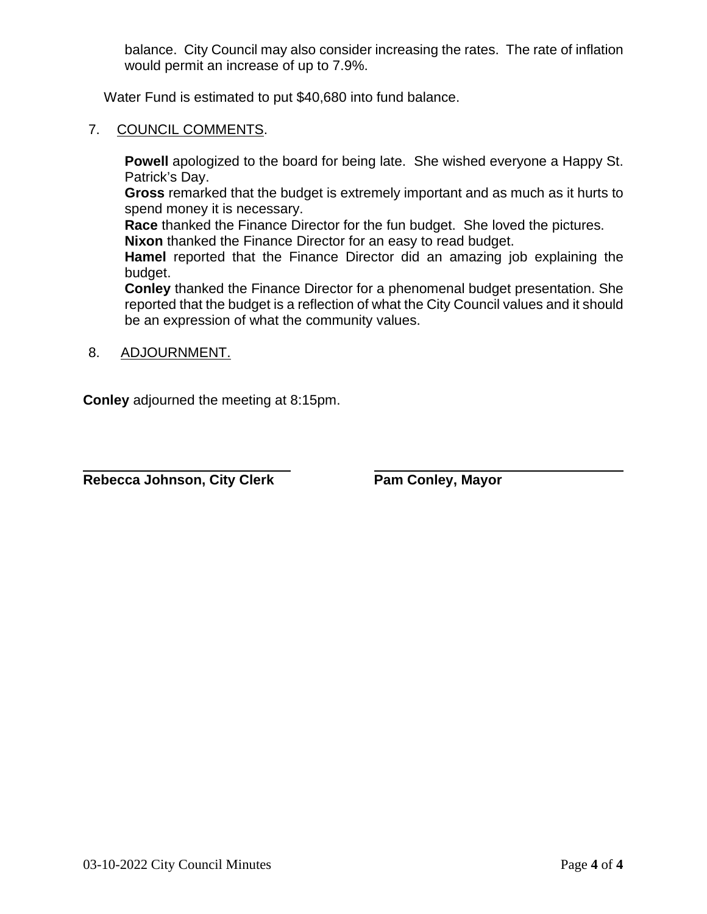balance. City Council may also consider increasing the rates. The rate of inflation would permit an increase of up to 7.9%.

Water Fund is estimated to put $40,680 into fund balance.

7. COUNCIL COMMENTS.

**Powell** apologized to the board for being late. She wished everyone a Happy St. Patrick's Day.
**Gross** remarked that the budget is extremely important and as much as it hurts to spend money it is necessary.
**Race** thanked the Finance Director for the fun budget. She loved the pictures.
**Nixon** thanked the Finance Director for an easy to read budget.
**Hamel** reported that the Finance Director did an amazing job explaining the budget.
**Conley** thanked the Finance Director for a phenomenal budget presentation. She reported that the budget is a reflection of what the City Council values and it should be an expression of what the community values.

8. ADJOURNMENT.

**Conley** adjourned the meeting at 8:15pm.

**Rebecca Johnson, City Clerk**

**Pam Conley, Mayor**